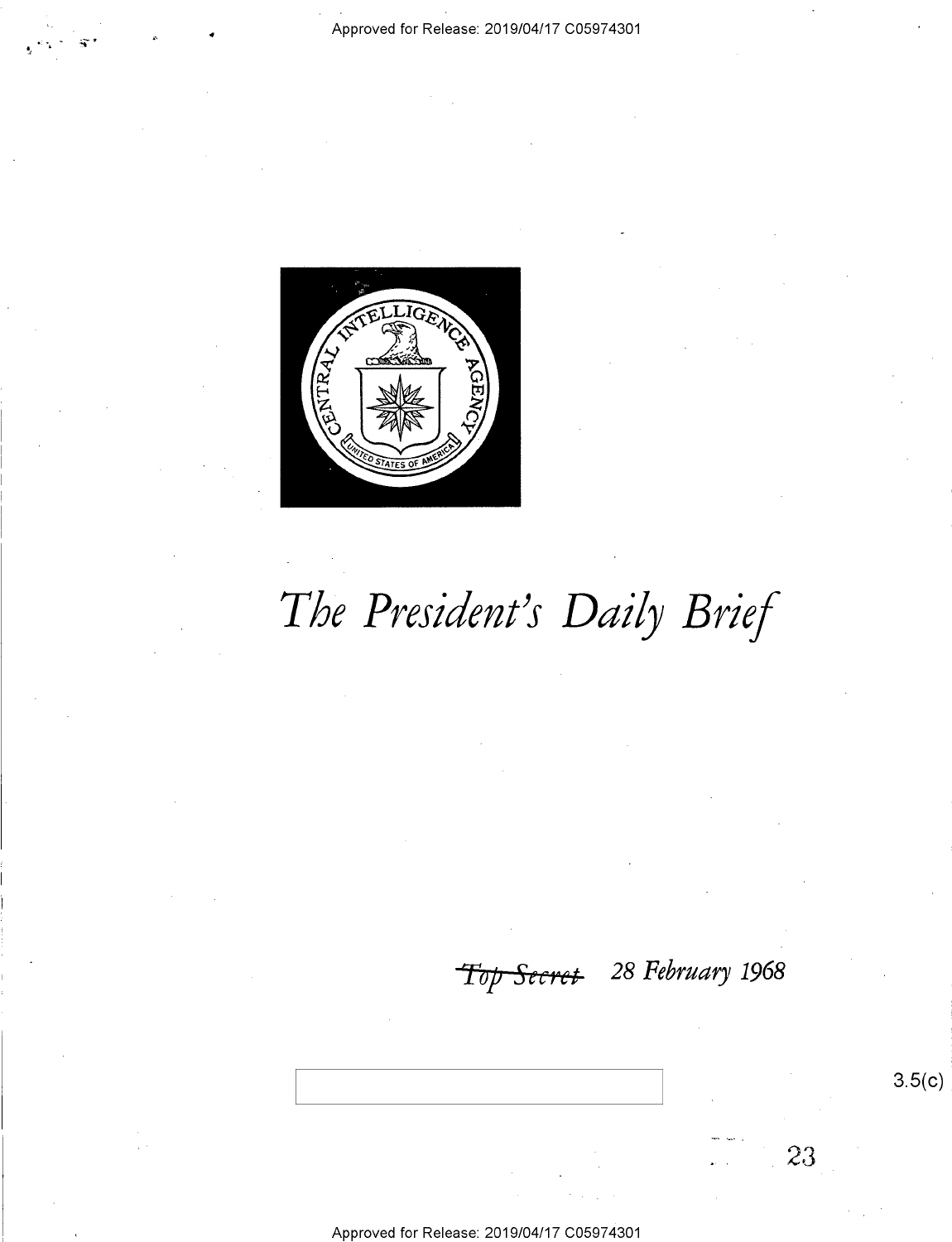# The President's Daily Brief

~~Top Secret~~ 28 February 1968

3.5(c)

23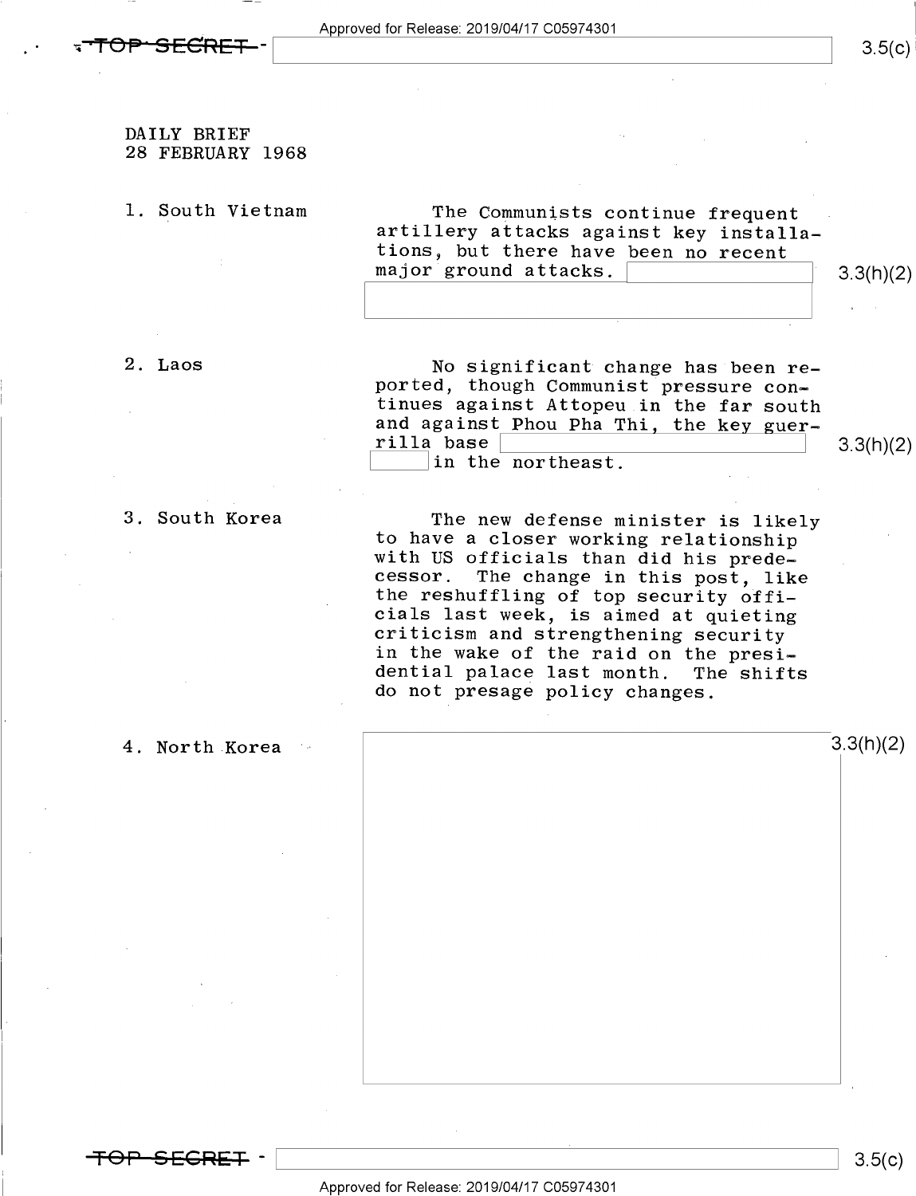DAILY BRIEF
28 FEBRUARY 1968

1. South Vietnam

The Communists continue frequent artillery attacks against key installations, but there have been no recent major ground attacks. [redacted] 3.3(h)(2)

2. Laos

No significant change has been reported, though Communist pressure continues against Attopeu in the far south and against Phou Pha Thi, the key guerrilla base [redacted] in the northeast. 3.3(h)(2)

3. South Korea

The new defense minister is likely to have a closer working relationship with US officials than did his predecessor. The change in this post, like the reshuffling of top security officials last week, is aimed at quieting criticism and strengthening security in the wake of the raid on the presidential palace last month. The shifts do not presage policy changes.

4. North Korea

[redacted] 3.3(h)(2)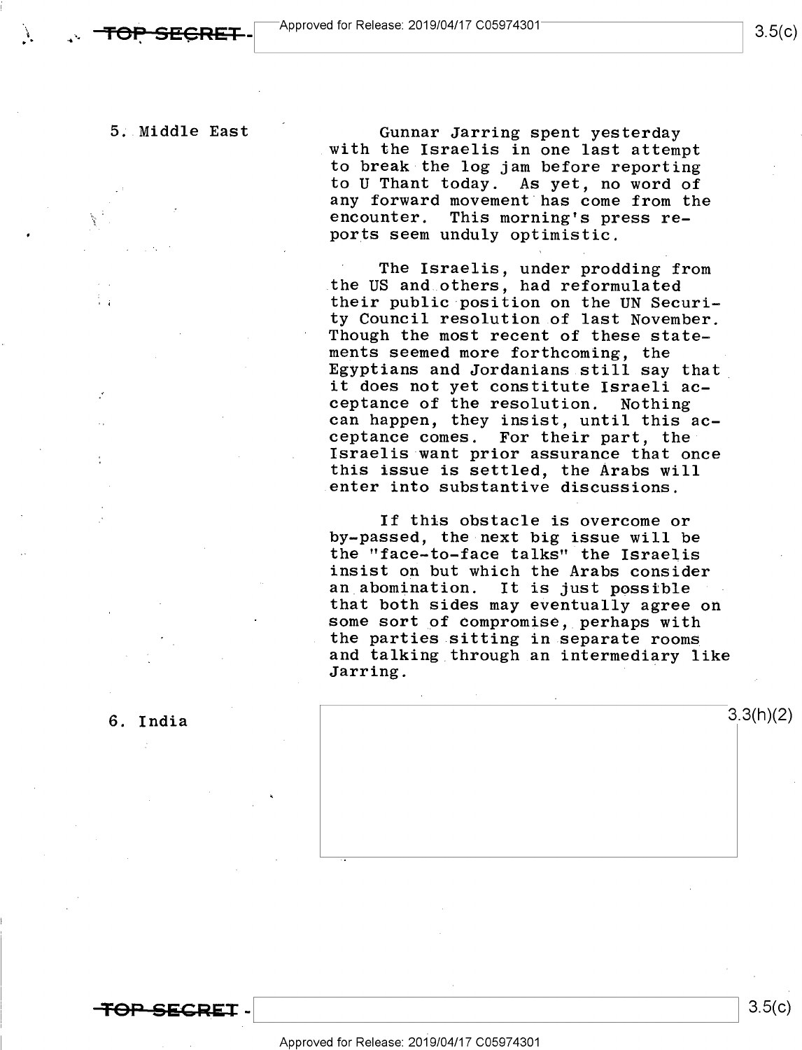5. Middle East

Gunnar Jarring spent yesterday with the Israelis in one last attempt to break the log jam before reporting to U Thant today. As yet, no word of any forward movement has come from the encounter. This morning's press reports seem unduly optimistic.

The Israelis, under prodding from the US and others, had reformulated their public position on the UN Security Council resolution of last November. Though the most recent of these statements seemed more forthcoming, the Egyptians and Jordanians still say that it does not yet constitute Israeli acceptance of the resolution. Nothing can happen, they insist, until this acceptance comes. For their part, the Israelis want prior assurance that once this issue is settled, the Arabs will enter into substantive discussions.

If this obstacle is overcome or by-passed, the next big issue will be the "face-to-face talks" the Israelis insist on but which the Arabs consider an abomination. It is just possible that both sides may eventually agree on some sort of compromise, perhaps with the parties sitting in separate rooms and talking through an intermediary like Jarring.

6. India

3.3(h)(2)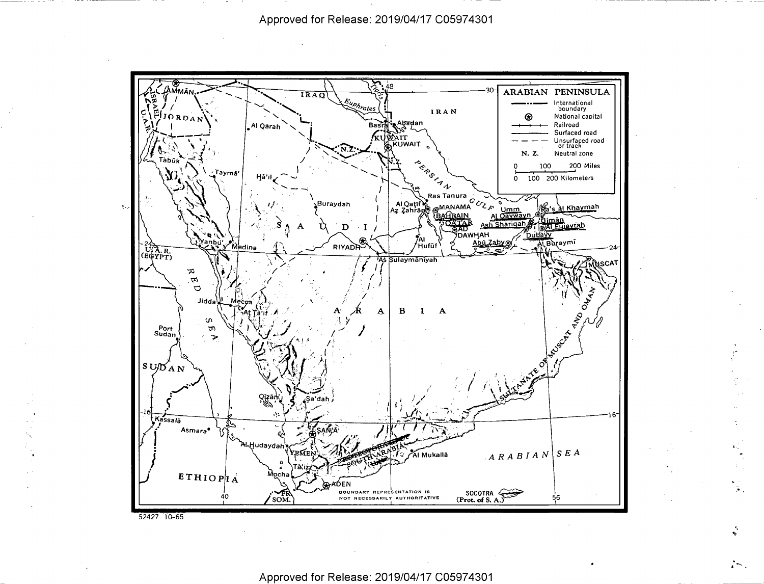## ARABIAN PENINSULA

- International boundary
- National capital
- Railroad
- Surfaced road
- Unsurfaced road or track
- N. Z. Neutral zone

0 100 200 Miles

0 100 200 Kilometers

BOUNDARY REPRESENTATION IS NOT NECESSARILY AUTHORITATIVE

SOCOTRA (Prot. of S. A.)

52427 10-65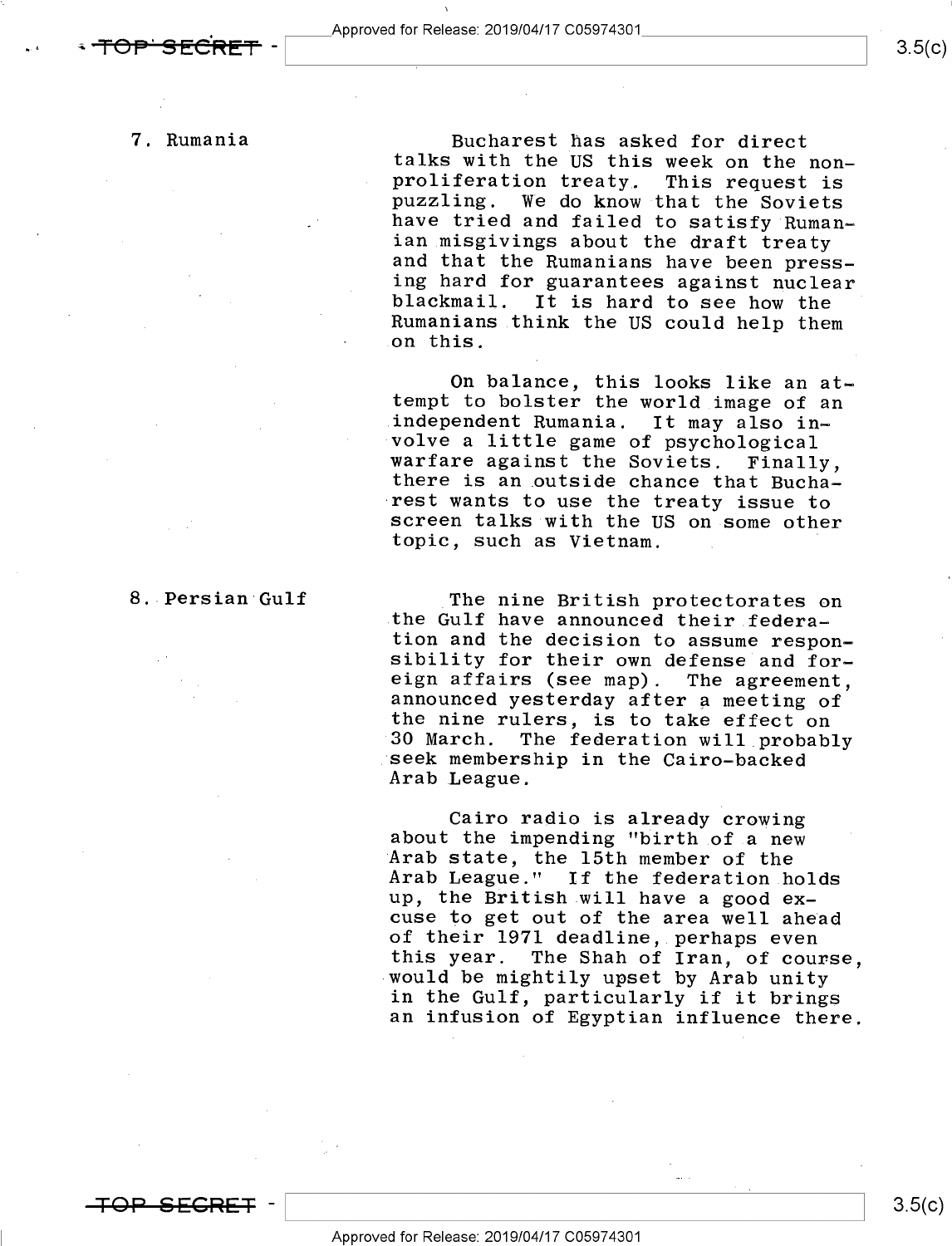## 7. Rumania

Bucharest has asked for direct talks with the US this week on the nonproliferation treaty. This request is puzzling. We do know that the Soviets have tried and failed to satisfy Rumanian misgivings about the draft treaty and that the Rumanians have been pressing hard for guarantees against nuclear blackmail. It is hard to see how the Rumanians think the US could help them on this.

On balance, this looks like an attempt to bolster the world image of an independent Rumania. It may also involve a little game of psychological warfare against the Soviets. Finally, there is an outside chance that Bucharest wants to use the treaty issue to screen talks with the US on some other topic, such as Vietnam.

## 8. Persian Gulf

The nine British protectorates on the Gulf have announced their federation and the decision to assume responsibility for their own defense and foreign affairs (see map). The agreement, announced yesterday after a meeting of the nine rulers, is to take effect on 30 March. The federation will probably seek membership in the Cairo-backed Arab League.

Cairo radio is already crowing about the impending "birth of a new Arab state, the 15th member of the Arab League." If the federation holds up, the British will have a good excuse to get out of the area well ahead of their 1971 deadline, perhaps even this year. The Shah of Iran, of course, would be mightily upset by Arab unity in the Gulf, particularly if it brings an infusion of Egyptian influence there.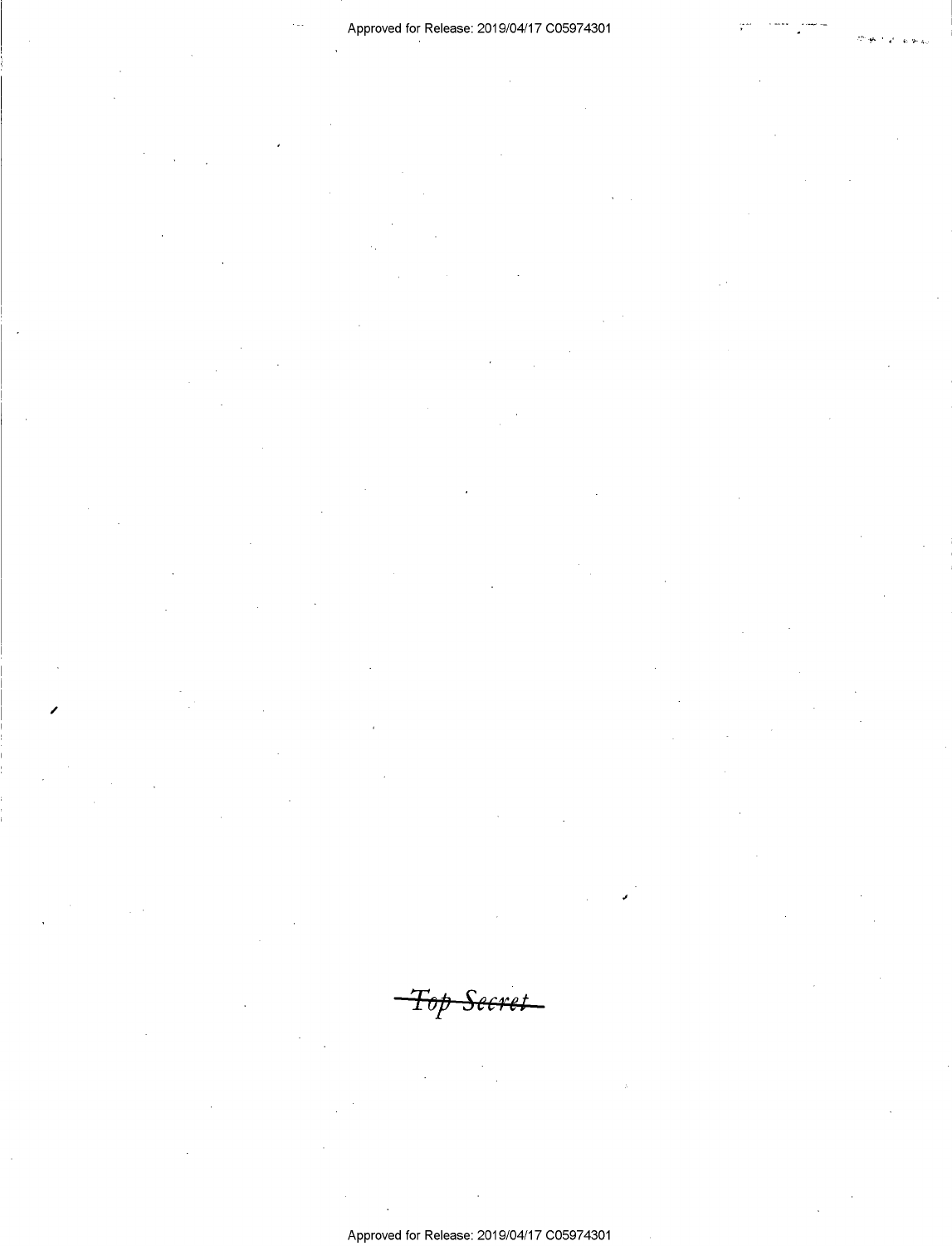~~Top Secret~~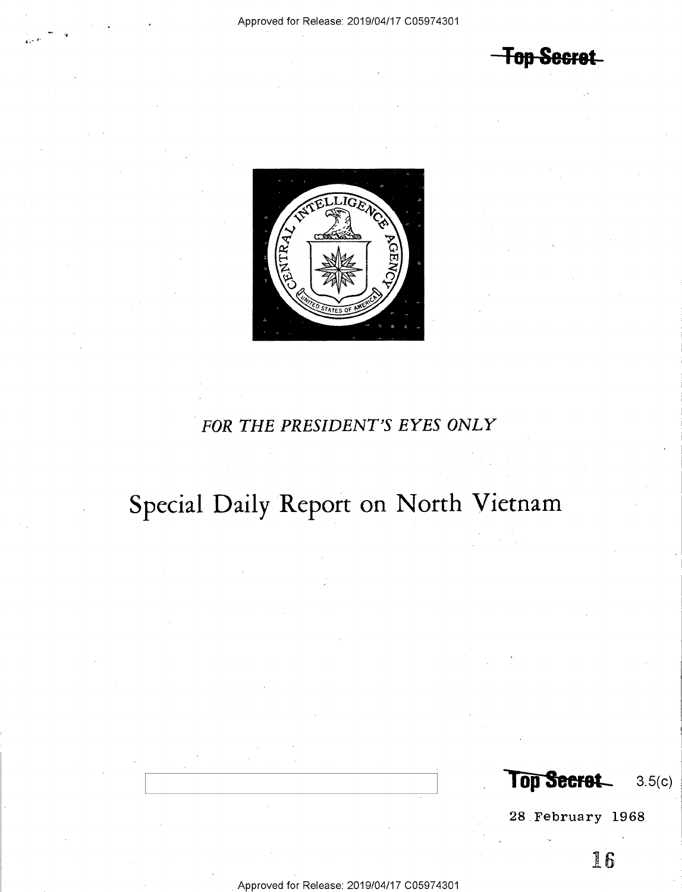Approved for Release: 2019/04/17 C05974301

~~Top Secret~~

*FOR THE PRESIDENT'S EYES ONLY*

# Special Daily Report on North Vietnam

~~Top Secret~~ 3.5(c)

28 February 1968

16

Approved for Release: 2019/04/17 C05974301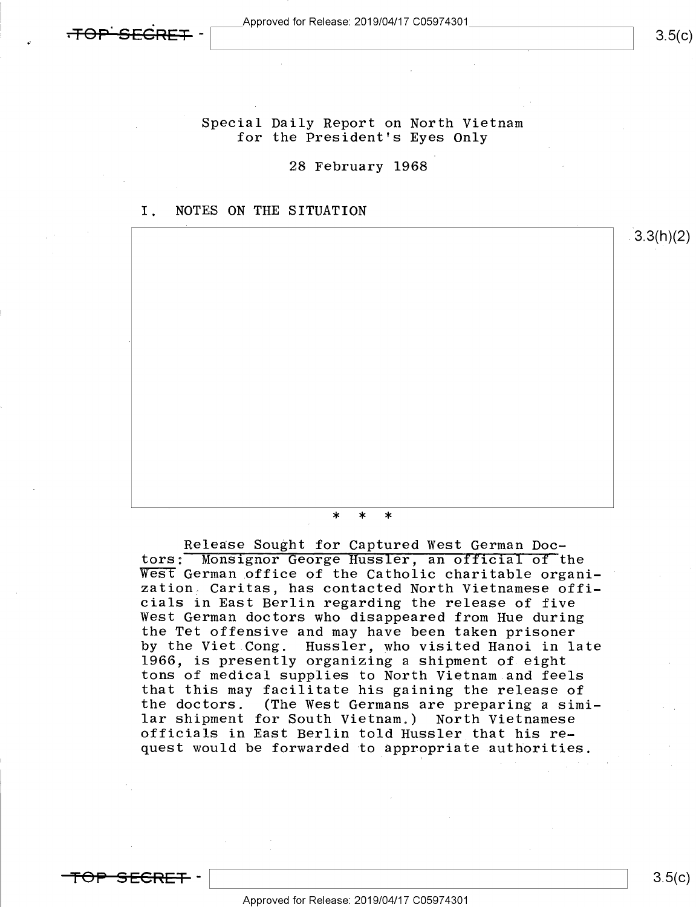TOP SECRET

Special Daily Report on North Vietnam
for the President's Eyes Only

28 February 1968

## I. NOTES ON THE SITUATION

3.3(h)(2)

\* \* \*

Release Sought for Captured West German Doctors: Monsignor George Hussler, an official of the West German office of the Catholic charitable organization Caritas, has contacted North Vietnamese officials in East Berlin regarding the release of five West German doctors who disappeared from Hue during the Tet offensive and may have been taken prisoner by the Viet Cong. Hussler, who visited Hanoi in late 1966, is presently organizing a shipment of eight tons of medical supplies to North Vietnam and feels that this may facilitate his gaining the release of the doctors. (The West Germans are preparing a similar shipment for South Vietnam.) North Vietnamese officials in East Berlin told Hussler that his request would be forwarded to appropriate authorities.

TOP SECRET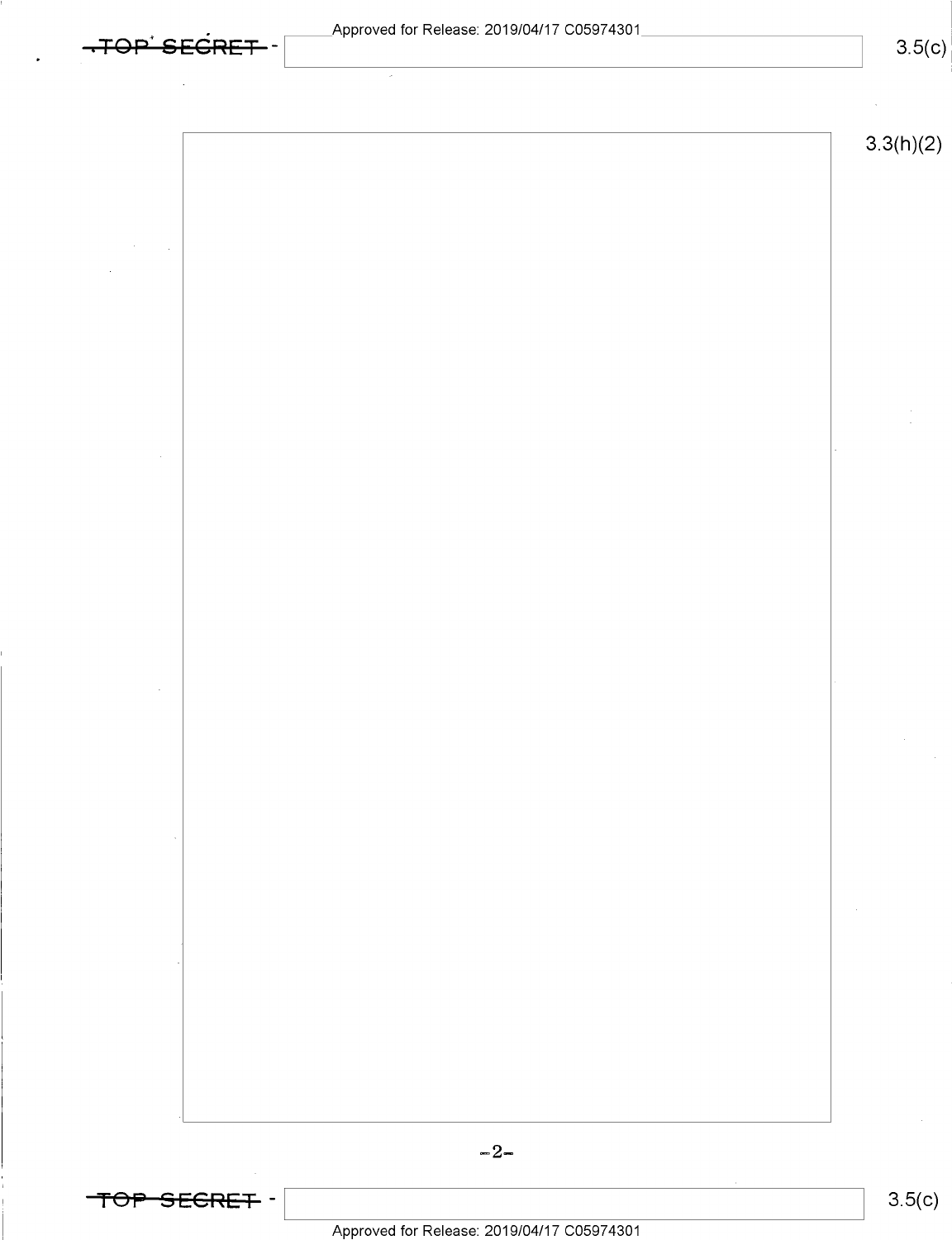3.3(h)(2)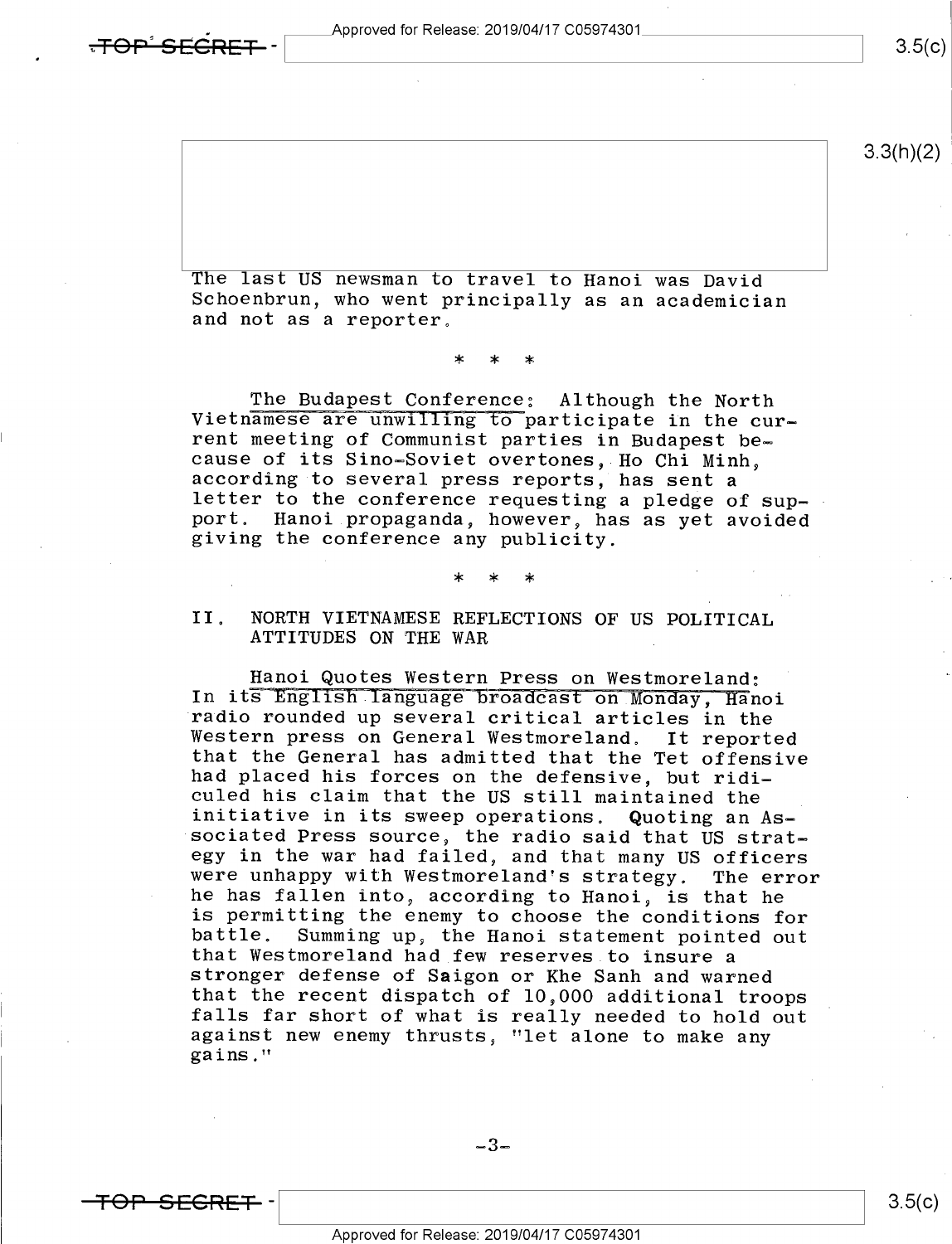The last US newsman to travel to Hanoi was David Schoenbrun, who went principally as an academician and not as a reporter.

\* \* \*

<u>The Budapest Conference</u>: Although the North Vietnamese are unwilling to participate in the current meeting of Communist parties in Budapest because of its Sino-Soviet overtones, Ho Chi Minh, according to several press reports, has sent a letter to the conference requesting a pledge of support. Hanoi propaganda, however, has as yet avoided giving the conference any publicity.

\* \* \*

## II. NORTH VIETNAMESE REFLECTIONS OF US POLITICAL ATTITUDES ON THE WAR

<u>Hanoi Quotes Western Press on Westmoreland</u>: In its English language broadcast on Monday, Hanoi radio rounded up several critical articles in the Western press on General Westmoreland. It reported that the General has admitted that the Tet offensive had placed his forces on the defensive, but ridiculed his claim that the US still maintained the initiative in its sweep operations. Quoting an Associated Press source, the radio said that US strategy in the war had failed, and that many US officers were unhappy with Westmoreland's strategy. The error he has fallen into, according to Hanoi, is that he is permitting the enemy to choose the conditions for battle. Summing up, the Hanoi statement pointed out that Westmoreland had few reserves to insure a stronger defense of Saigon or Khe Sanh and warned that the recent dispatch of 10,000 additional troops falls far short of what is really needed to hold out against new enemy thrusts, "let alone to make any gains."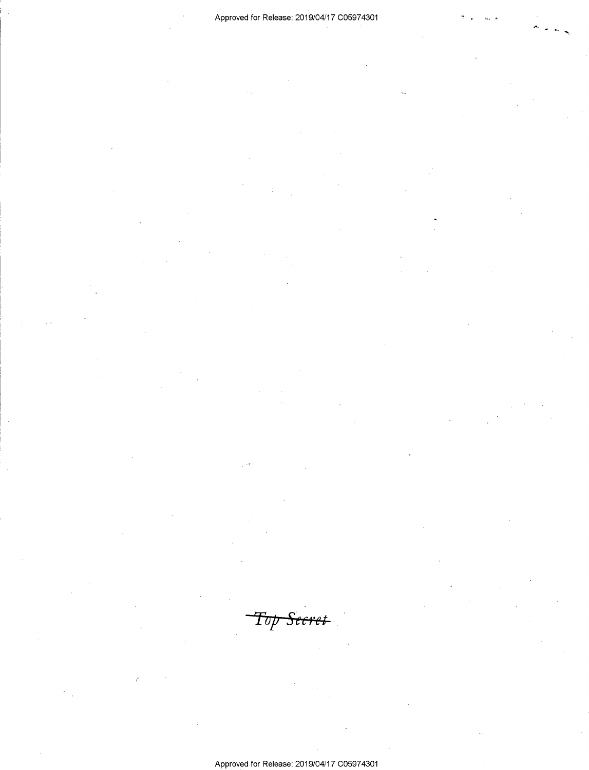~~Top Secret~~